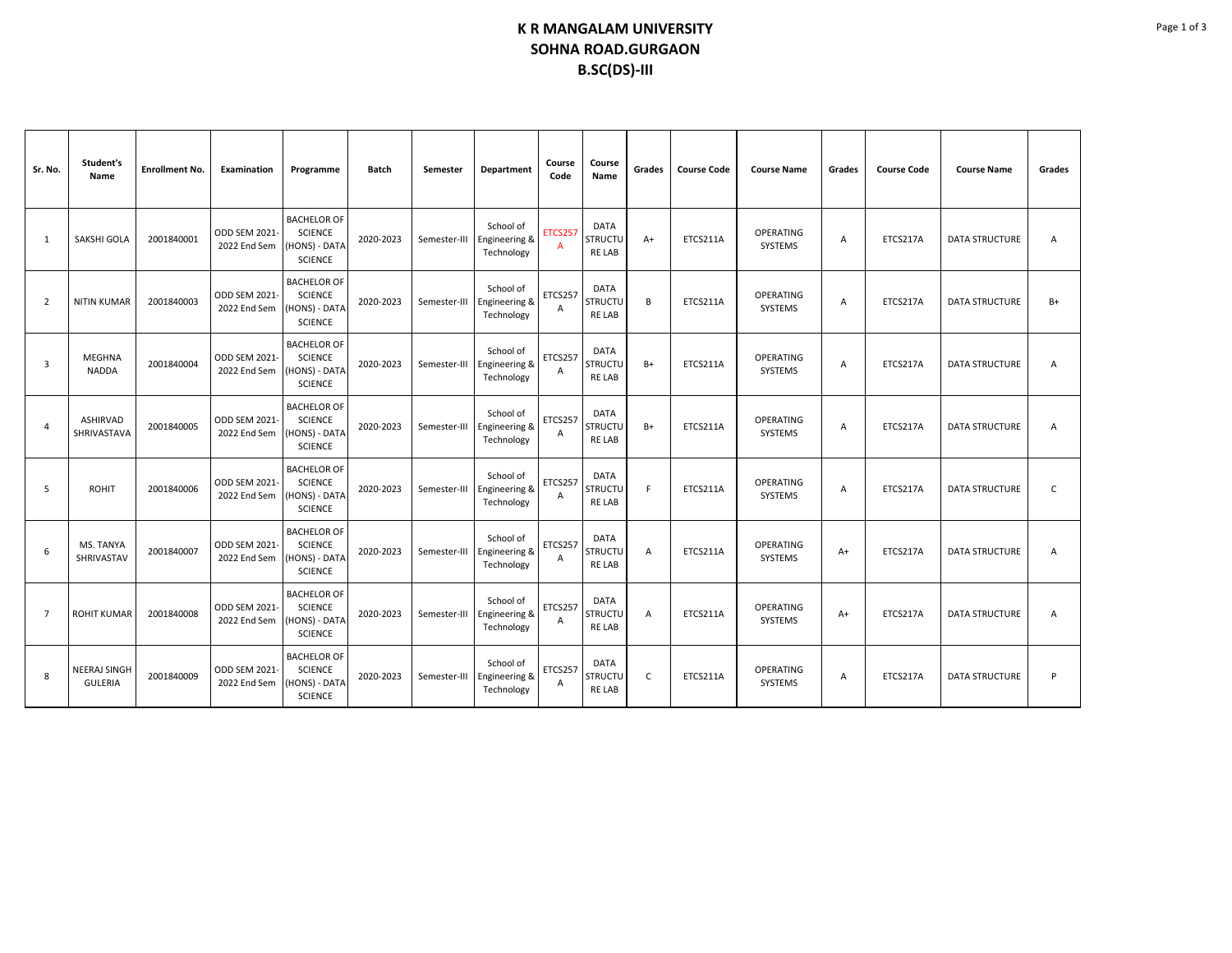# K R MANGALAM UNIVERSITY
# SOHNA ROAD.GURGAON
# B.SC(DS)-III

| Sr. No. | Student's Name | Enrollment No. | Examination | Programme | Batch | Semester | Department | Course Code | Course Name | Grades | Course Code | Course Name | Grades | Course Code | Course Name | Grades |
|---|---|---|---|---|---|---|---|---|---|---|---|---|---|---|---|---|
| 1 | SAKSHI GOLA | 2001840001 | ODD SEM 2021-2022 End Sem | BACHELOR OF SCIENCE (HONS) - DATA SCIENCE | 2020-2023 | Semester-III | School of Engineering & Technology | ETCS257A | DATA STRUCTURE LAB | A+ | ETCS211A | OPERATING SYSTEMS | A | ETCS217A | DATA STRUCTURE | A |
| 2 | NITIN KUMAR | 2001840003 | ODD SEM 2021-2022 End Sem | BACHELOR OF SCIENCE (HONS) - DATA SCIENCE | 2020-2023 | Semester-III | School of Engineering & Technology | ETCS257A | DATA STRUCTURE LAB | B | ETCS211A | OPERATING SYSTEMS | A | ETCS217A | DATA STRUCTURE | B+ |
| 3 | MEGHNA NADDA | 2001840004 | ODD SEM 2021-2022 End Sem | BACHELOR OF SCIENCE (HONS) - DATA SCIENCE | 2020-2023 | Semester-III | School of Engineering & Technology | ETCS257A | DATA STRUCTURE LAB | B+ | ETCS211A | OPERATING SYSTEMS | A | ETCS217A | DATA STRUCTURE | A |
| 4 | ASHIRVAD SHRIVASTAVA | 2001840005 | ODD SEM 2021-2022 End Sem | BACHELOR OF SCIENCE (HONS) - DATA SCIENCE | 2020-2023 | Semester-III | School of Engineering & Technology | ETCS257A | DATA STRUCTURE LAB | B+ | ETCS211A | OPERATING SYSTEMS | A | ETCS217A | DATA STRUCTURE | A |
| 5 | ROHIT | 2001840006 | ODD SEM 2021-2022 End Sem | BACHELOR OF SCIENCE (HONS) - DATA SCIENCE | 2020-2023 | Semester-III | School of Engineering & Technology | ETCS257A | DATA STRUCTURE LAB | F | ETCS211A | OPERATING SYSTEMS | A | ETCS217A | DATA STRUCTURE | C |
| 6 | MS. TANYA SHRIVASTAV | 2001840007 | ODD SEM 2021-2022 End Sem | BACHELOR OF SCIENCE (HONS) - DATA SCIENCE | 2020-2023 | Semester-III | School of Engineering & Technology | ETCS257A | DATA STRUCTURE LAB | A | ETCS211A | OPERATING SYSTEMS | A+ | ETCS217A | DATA STRUCTURE | A |
| 7 | ROHIT KUMAR | 2001840008 | ODD SEM 2021-2022 End Sem | BACHELOR OF SCIENCE (HONS) - DATA SCIENCE | 2020-2023 | Semester-III | School of Engineering & Technology | ETCS257A | DATA STRUCTURE LAB | A | ETCS211A | OPERATING SYSTEMS | A+ | ETCS217A | DATA STRUCTURE | A |
| 8 | NEERAJ SINGH GULERIA | 2001840009 | ODD SEM 2021-2022 End Sem | BACHELOR OF SCIENCE (HONS) - DATA SCIENCE | 2020-2023 | Semester-III | School of Engineering & Technology | ETCS257A | DATA STRUCTURE LAB | C | ETCS211A | OPERATING SYSTEMS | A | ETCS217A | DATA STRUCTURE | P |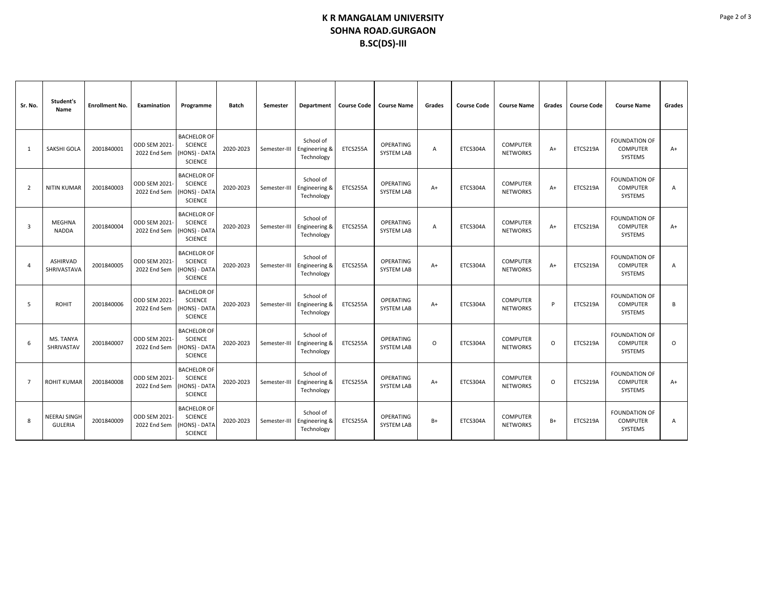# K R MANGALAM UNIVERSITY
## SOHNA ROAD.GURGAON
## B.SC(DS)-III

| Sr. No. | Student's Name | Enrollment No. | Examination | Programme | Batch | Semester | Department | Course Code | Course Name | Grades | Course Code | Course Name | Grades | Course Code | Course Name | Grades |
|---|---|---|---|---|---|---|---|---|---|---|---|---|---|---|---|---|
| 1 | SAKSHI GOLA | 2001840001 | ODD SEM 2021-2022 End Sem | BACHELOR OF SCIENCE (HONS) - DATA SCIENCE | 2020-2023 | Semester-III | School of Engineering & Technology | ETCS255A | OPERATING SYSTEM LAB | A | ETCS304A | COMPUTER NETWORKS | A+ | ETCS219A | FOUNDATION OF COMPUTER SYSTEMS | A+ |
| 2 | NITIN KUMAR | 2001840003 | ODD SEM 2021-2022 End Sem | BACHELOR OF SCIENCE (HONS) - DATA SCIENCE | 2020-2023 | Semester-III | School of Engineering & Technology | ETCS255A | OPERATING SYSTEM LAB | A+ | ETCS304A | COMPUTER NETWORKS | A+ | ETCS219A | FOUNDATION OF COMPUTER SYSTEMS | A |
| 3 | MEGHNA NADDA | 2001840004 | ODD SEM 2021-2022 End Sem | BACHELOR OF SCIENCE (HONS) - DATA SCIENCE | 2020-2023 | Semester-III | School of Engineering & Technology | ETCS255A | OPERATING SYSTEM LAB | A | ETCS304A | COMPUTER NETWORKS | A+ | ETCS219A | FOUNDATION OF COMPUTER SYSTEMS | A+ |
| 4 | ASHIRVAD SHRIVASTAVA | 2001840005 | ODD SEM 2021-2022 End Sem | BACHELOR OF SCIENCE (HONS) - DATA SCIENCE | 2020-2023 | Semester-III | School of Engineering & Technology | ETCS255A | OPERATING SYSTEM LAB | A+ | ETCS304A | COMPUTER NETWORKS | A+ | ETCS219A | FOUNDATION OF COMPUTER SYSTEMS | A |
| 5 | ROHIT | 2001840006 | ODD SEM 2021-2022 End Sem | BACHELOR OF SCIENCE (HONS) - DATA SCIENCE | 2020-2023 | Semester-III | School of Engineering & Technology | ETCS255A | OPERATING SYSTEM LAB | A+ | ETCS304A | COMPUTER NETWORKS | P | ETCS219A | FOUNDATION OF COMPUTER SYSTEMS | B |
| 6 | MS. TANYA SHRIVASTAV | 2001840007 | ODD SEM 2021-2022 End Sem | BACHELOR OF SCIENCE (HONS) - DATA SCIENCE | 2020-2023 | Semester-III | School of Engineering & Technology | ETCS255A | OPERATING SYSTEM LAB | O | ETCS304A | COMPUTER NETWORKS | O | ETCS219A | FOUNDATION OF COMPUTER SYSTEMS | O |
| 7 | ROHIT KUMAR | 2001840008 | ODD SEM 2021-2022 End Sem | BACHELOR OF SCIENCE (HONS) - DATA SCIENCE | 2020-2023 | Semester-III | School of Engineering & Technology | ETCS255A | OPERATING SYSTEM LAB | A+ | ETCS304A | COMPUTER NETWORKS | O | ETCS219A | FOUNDATION OF COMPUTER SYSTEMS | A+ |
| 8 | NEERAJ SINGH GULERIA | 2001840009 | ODD SEM 2021-2022 End Sem | BACHELOR OF SCIENCE (HONS) - DATA SCIENCE | 2020-2023 | Semester-III | School of Engineering & Technology | ETCS255A | OPERATING SYSTEM LAB | B+ | ETCS304A | COMPUTER NETWORKS | B+ | ETCS219A | FOUNDATION OF COMPUTER SYSTEMS | A |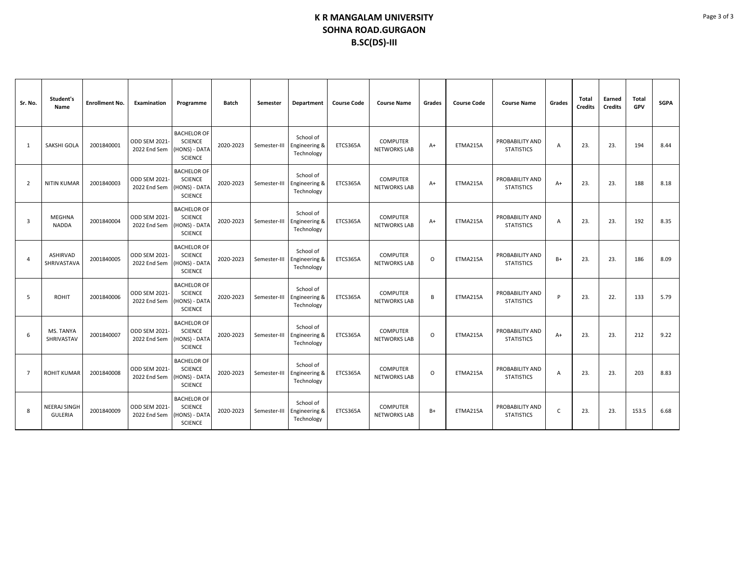# K R MANGALAM UNIVERSITY
# SOHNA ROAD.GURGAON
# B.SC(DS)-III

| Sr. No. | Student's Name | Enrollment No. | Examination | Programme | Batch | Semester | Department | Course Code | Course Name | Grades | Course Code | Course Name | Grades | Total Credits | Earned Credits | Total GPV | SGPA |
|---|---|---|---|---|---|---|---|---|---|---|---|---|---|---|---|---|---|
| 1 | SAKSHI GOLA | 2001840001 | ODD SEM 2021-2022 End Sem | BACHELOR OF SCIENCE (HONS) - DATA SCIENCE | 2020-2023 | Semester-III | School of Engineering & Technology | ETCS365A | COMPUTER NETWORKS LAB | A+ | ETMA215A | PROBABILITY AND STATISTICS | A | 23. | 23. | 194 | 8.44 |
| 2 | NITIN KUMAR | 2001840003 | ODD SEM 2021-2022 End Sem | BACHELOR OF SCIENCE (HONS) - DATA SCIENCE | 2020-2023 | Semester-III | School of Engineering & Technology | ETCS365A | COMPUTER NETWORKS LAB | A+ | ETMA215A | PROBABILITY AND STATISTICS | A+ | 23. | 23. | 188 | 8.18 |
| 3 | MEGHNA NADDA | 2001840004 | ODD SEM 2021-2022 End Sem | BACHELOR OF SCIENCE (HONS) - DATA SCIENCE | 2020-2023 | Semester-III | School of Engineering & Technology | ETCS365A | COMPUTER NETWORKS LAB | A+ | ETMA215A | PROBABILITY AND STATISTICS | A | 23. | 23. | 192 | 8.35 |
| 4 | ASHIRVAD SHRIVASTAVA | 2001840005 | ODD SEM 2021-2022 End Sem | BACHELOR OF SCIENCE (HONS) - DATA SCIENCE | 2020-2023 | Semester-III | School of Engineering & Technology | ETCS365A | COMPUTER NETWORKS LAB | O | ETMA215A | PROBABILITY AND STATISTICS | B+ | 23. | 23. | 186 | 8.09 |
| 5 | ROHIT | 2001840006 | ODD SEM 2021-2022 End Sem | BACHELOR OF SCIENCE (HONS) - DATA SCIENCE | 2020-2023 | Semester-III | School of Engineering & Technology | ETCS365A | COMPUTER NETWORKS LAB | B | ETMA215A | PROBABILITY AND STATISTICS | P | 23. | 22. | 133 | 5.79 |
| 6 | MS. TANYA SHRIVASTAV | 2001840007 | ODD SEM 2021-2022 End Sem | BACHELOR OF SCIENCE (HONS) - DATA SCIENCE | 2020-2023 | Semester-III | School of Engineering & Technology | ETCS365A | COMPUTER NETWORKS LAB | O | ETMA215A | PROBABILITY AND STATISTICS | A+ | 23. | 23. | 212 | 9.22 |
| 7 | ROHIT KUMAR | 2001840008 | ODD SEM 2021-2022 End Sem | BACHELOR OF SCIENCE (HONS) - DATA SCIENCE | 2020-2023 | Semester-III | School of Engineering & Technology | ETCS365A | COMPUTER NETWORKS LAB | O | ETMA215A | PROBABILITY AND STATISTICS | A | 23. | 23. | 203 | 8.83 |
| 8 | NEERAJ SINGH GULERIA | 2001840009 | ODD SEM 2021-2022 End Sem | BACHELOR OF SCIENCE (HONS) - DATA SCIENCE | 2020-2023 | Semester-III | School of Engineering & Technology | ETCS365A | COMPUTER NETWORKS LAB | B+ | ETMA215A | PROBABILITY AND STATISTICS | C | 23. | 23. | 153.5 | 6.68 |